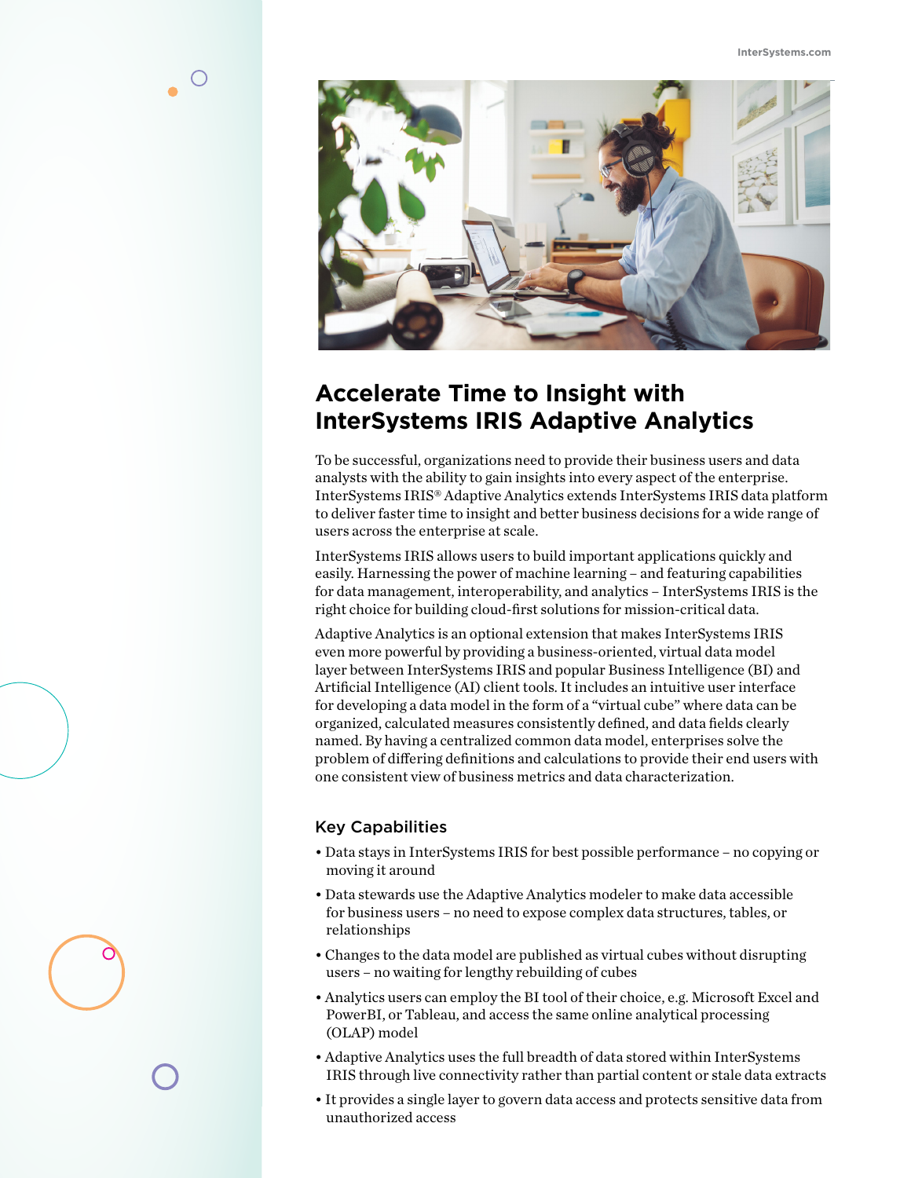# Accelerate Time to Insight with InterSystems IRIS Adaptive Analytics

To be successful, organizations need to provide their business users and data analysts with the ability to gain insights into every aspect of the enterprise. InterSystems IRIS® Adaptive Analytics extends InterSystems IRIS data platform to deliver faster time to insight and better business decisions for a wide range of users across the enterprise at scale.

InterSystems IRIS allows users to build important applications quickly and easily. Harnessing the power of machine learning – and featuring capabilities for data management, interoperability, and analytics – InterSystems IRIS is the right choice for building cloud-first solutions for mission-critical data.

Adaptive Analytics is an optional extension that makes InterSystems IRIS even more powerful by providing a business-oriented, virtual data model layer between InterSystems IRIS and popular Business Intelligence (BI) and Artificial Intelligence (AI) client tools. It includes an intuitive user interface for developing a data model in the form of a "virtual cube" where data can be organized, calculated measures consistently defined, and data fields clearly named. By having a centralized common data model, enterprises solve the problem of differing definitions and calculations to provide their end users with one consistent view of business metrics and data characterization.

## Key Capabilities

- Data stays in InterSystems IRIS for best possible performance – no copying or moving it around
- Data stewards use the Adaptive Analytics modeler to make data accessible for business users – no need to expose complex data structures, tables, or relationships
- Changes to the data model are published as virtual cubes without disrupting users – no waiting for lengthy rebuilding of cubes
- Analytics users can employ the BI tool of their choice, e.g. Microsoft Excel and PowerBI, or Tableau, and access the same online analytical processing (OLAP) model
- Adaptive Analytics uses the full breadth of data stored within InterSystems IRIS through live connectivity rather than partial content or stale data extracts
- It provides a single layer to govern data access and protects sensitive data from unauthorized access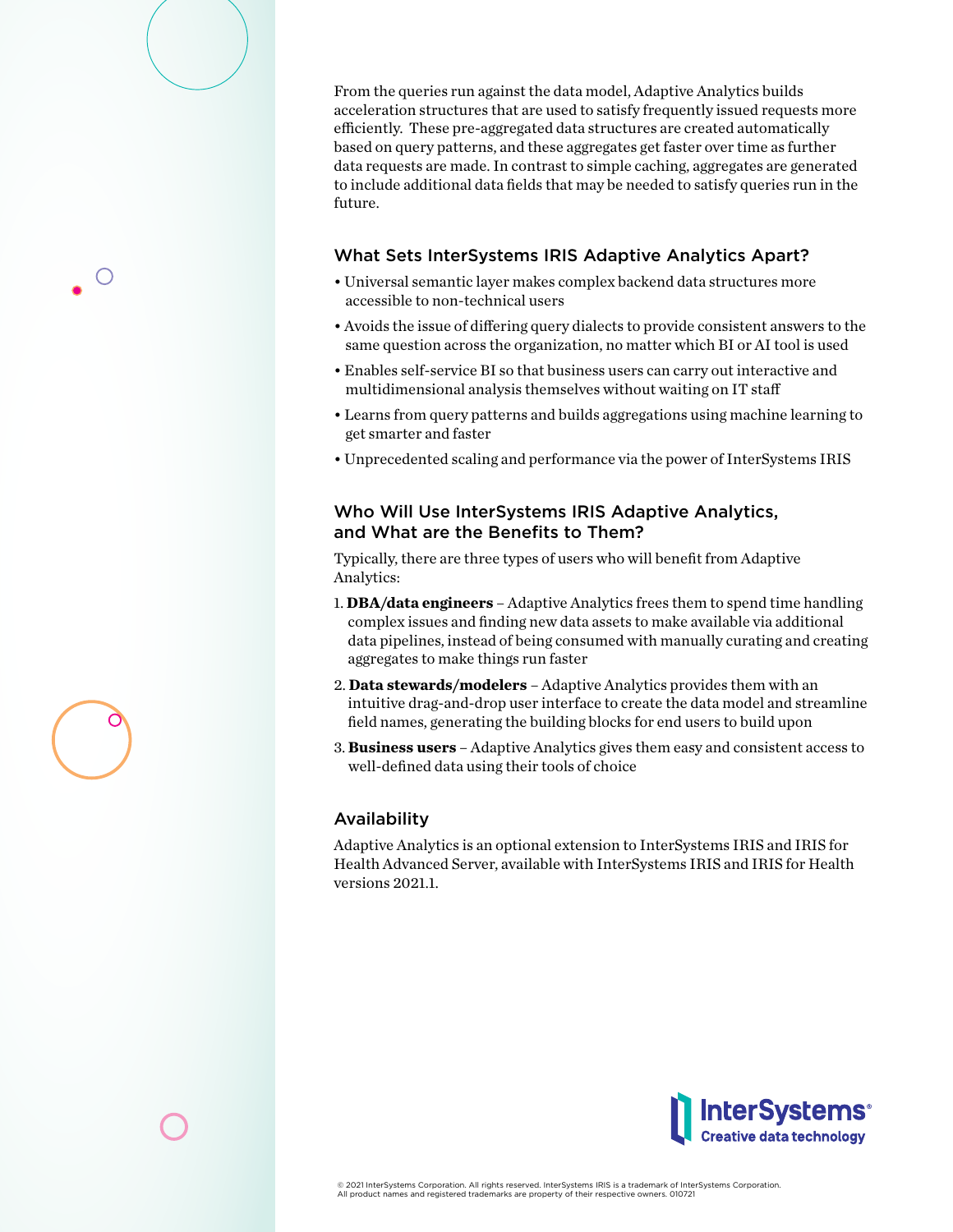From the queries run against the data model, Adaptive Analytics builds acceleration structures that are used to satisfy frequently issued requests more efficiently. These pre-aggregated data structures are created automatically based on query patterns, and these aggregates get faster over time as further data requests are made. In contrast to simple caching, aggregates are generated to include additional data fields that may be needed to satisfy queries run in the future.

## What Sets InterSystems IRIS Adaptive Analytics Apart?

- Universal semantic layer makes complex backend data structures more accessible to non-technical users
- Avoids the issue of differing query dialects to provide consistent answers to the same question across the organization, no matter which BI or AI tool is used
- Enables self-service BI so that business users can carry out interactive and multidimensional analysis themselves without waiting on IT staff
- Learns from query patterns and builds aggregations using machine learning to get smarter and faster
- Unprecedented scaling and performance via the power of InterSystems IRIS

## Who Will Use InterSystems IRIS Adaptive Analytics, and What are the Benefits to Them?

Typically, there are three types of users who will benefit from Adaptive Analytics:

1. **DBA/data engineers** – Adaptive Analytics frees them to spend time handling complex issues and finding new data assets to make available via additional data pipelines, instead of being consumed with manually curating and creating aggregates to make things run faster
2. **Data stewards/modelers** – Adaptive Analytics provides them with an intuitive drag-and-drop user interface to create the data model and streamline field names, generating the building blocks for end users to build upon
3. **Business users** – Adaptive Analytics gives them easy and consistent access to well-defined data using their tools of choice

## Availability

Adaptive Analytics is an optional extension to InterSystems IRIS and IRIS for Health Advanced Server, available with InterSystems IRIS and IRIS for Health versions 2021.1.

InterSystems
Creative data technology

© 2021 InterSystems Corporation. All rights reserved. InterSystems IRIS is a trademark of InterSystems Corporation. All product names and registered trademarks are property of their respective owners. 010721